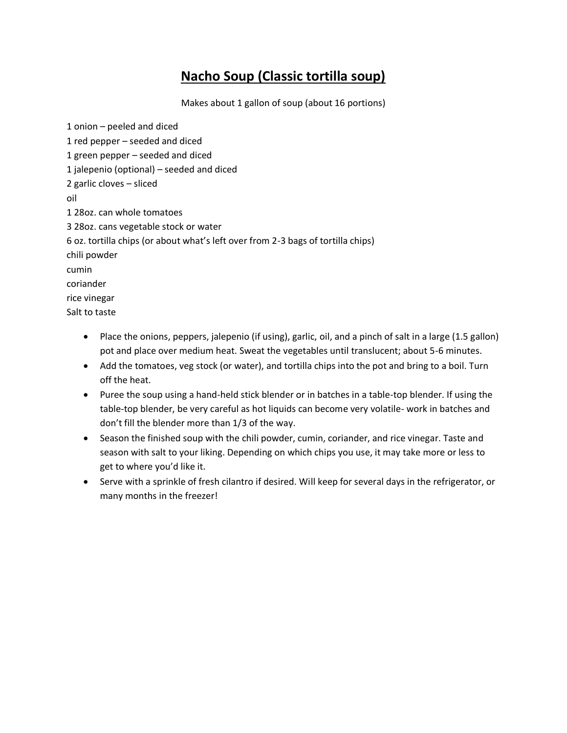# Nacho Soup (Classic tortilla soup)

Makes about 1 gallon of soup (about 16 portions)

1 onion – peeled and diced
1 red pepper – seeded and diced
1 green pepper – seeded and diced
1 jalepenio (optional) – seeded and diced
2 garlic cloves – sliced
oil
1 28oz. can whole tomatoes
3 28oz. cans vegetable stock or water
6 oz. tortilla chips (or about what's left over from 2-3 bags of tortilla chips)
chili powder
cumin
coriander
rice vinegar
Salt to taste

- Place the onions, peppers, jalepenio (if using), garlic, oil, and a pinch of salt in a large (1.5 gallon) pot and place over medium heat. Sweat the vegetables until translucent; about 5-6 minutes.
- Add the tomatoes, veg stock (or water), and tortilla chips into the pot and bring to a boil. Turn off the heat.
- Puree the soup using a hand-held stick blender or in batches in a table-top blender. If using the table-top blender, be very careful as hot liquids can become very volatile- work in batches and don't fill the blender more than 1/3 of the way.
- Season the finished soup with the chili powder, cumin, coriander, and rice vinegar. Taste and season with salt to your liking. Depending on which chips you use, it may take more or less to get to where you'd like it.
- Serve with a sprinkle of fresh cilantro if desired. Will keep for several days in the refrigerator, or many months in the freezer!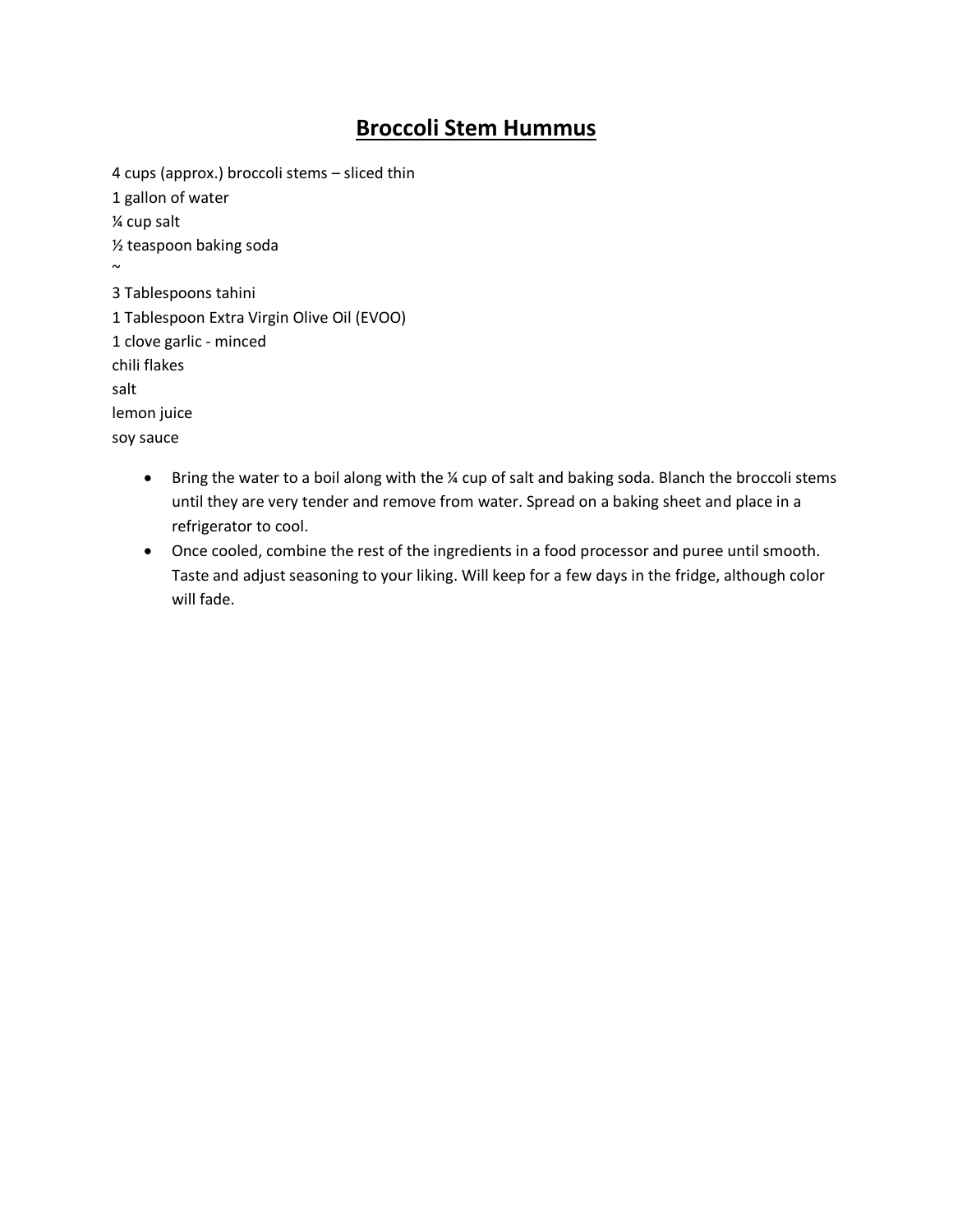# Broccoli Stem Hummus

4 cups (approx.) broccoli stems – sliced thin
1 gallon of water
¼ cup salt
½ teaspoon baking soda
~
3 Tablespoons tahini
1 Tablespoon Extra Virgin Olive Oil (EVOO)
1 clove garlic - minced
chili flakes
salt
lemon juice
soy sauce

- Bring the water to a boil along with the ¼ cup of salt and baking soda. Blanch the broccoli stems until they are very tender and remove from water. Spread on a baking sheet and place in a refrigerator to cool.
- Once cooled, combine the rest of the ingredients in a food processor and puree until smooth. Taste and adjust seasoning to your liking. Will keep for a few days in the fridge, although color will fade.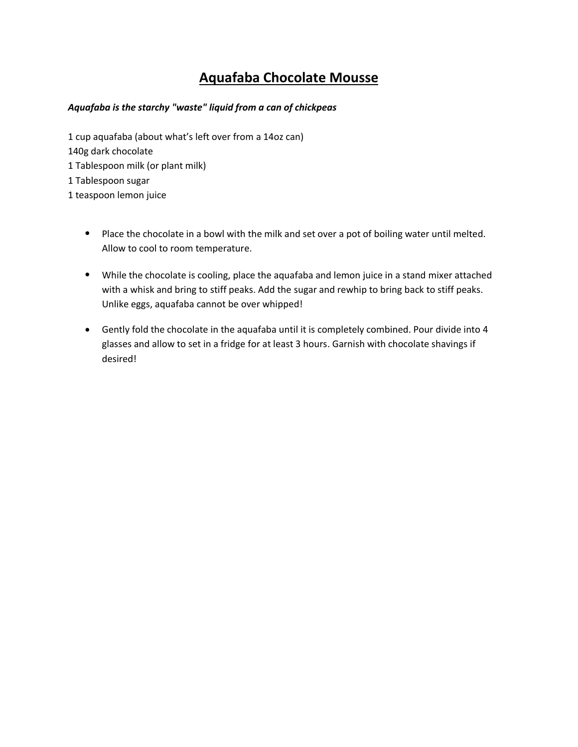# <u>Aquafaba Chocolate Mousse</u>

***Aquafaba is the starchy "waste" liquid from a can of chickpeas***

1 cup aquafaba (about what's left over from a 14oz can)
140g dark chocolate
1 Tablespoon milk (or plant milk)
1 Tablespoon sugar
1 teaspoon lemon juice

- Place the chocolate in a bowl with the milk and set over a pot of boiling water until melted. Allow to cool to room temperature.
- While the chocolate is cooling, place the aquafaba and lemon juice in a stand mixer attached with a whisk and bring to stiff peaks. Add the sugar and rewhip to bring back to stiff peaks. Unlike eggs, aquafaba cannot be over whipped!
- Gently fold the chocolate in the aquafaba until it is completely combined. Pour divide into 4 glasses and allow to set in a fridge for at least 3 hours. Garnish with chocolate shavings if desired!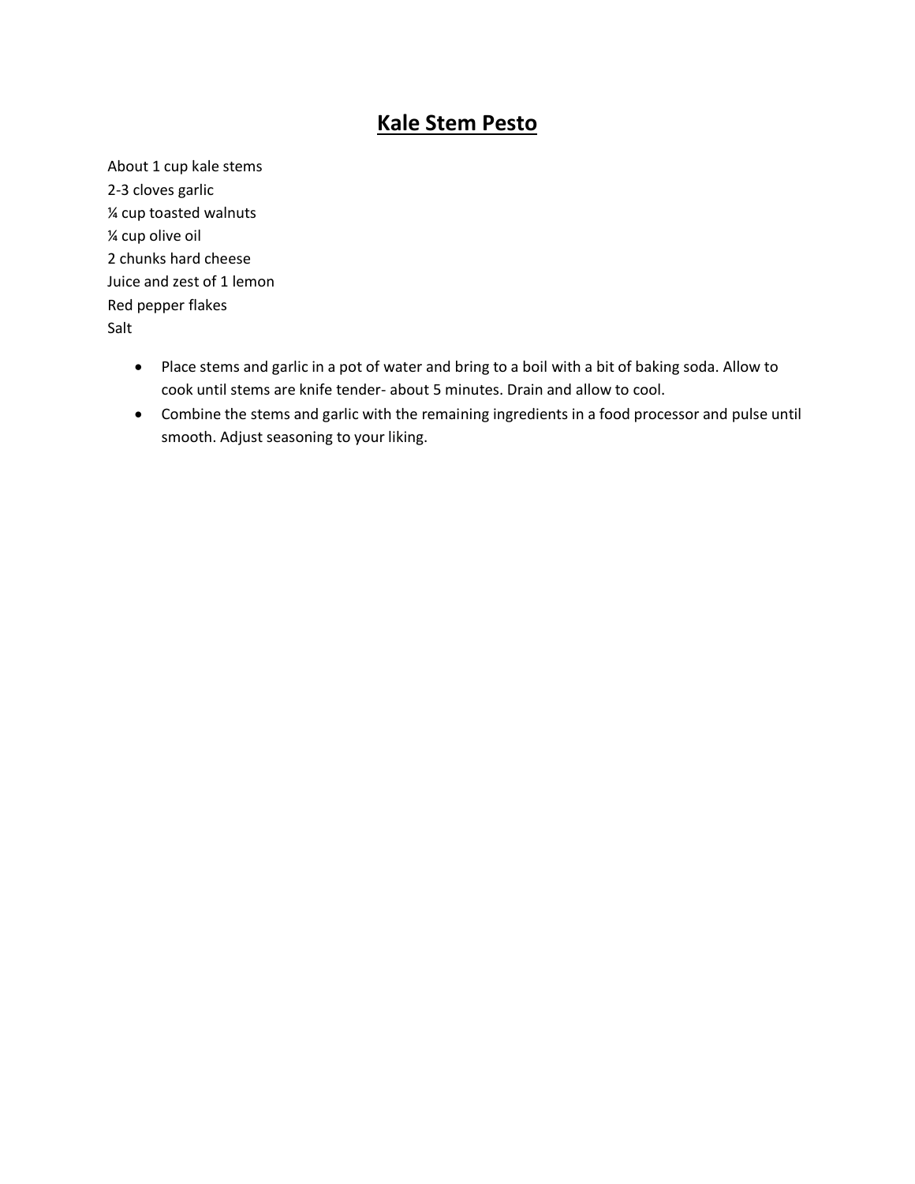# Kale Stem Pesto

About 1 cup kale stems
2-3 cloves garlic
¼ cup toasted walnuts
¼ cup olive oil
2 chunks hard cheese
Juice and zest of 1 lemon
Red pepper flakes
Salt

- Place stems and garlic in a pot of water and bring to a boil with a bit of baking soda. Allow to cook until stems are knife tender- about 5 minutes. Drain and allow to cool.
- Combine the stems and garlic with the remaining ingredients in a food processor and pulse until smooth. Adjust seasoning to your liking.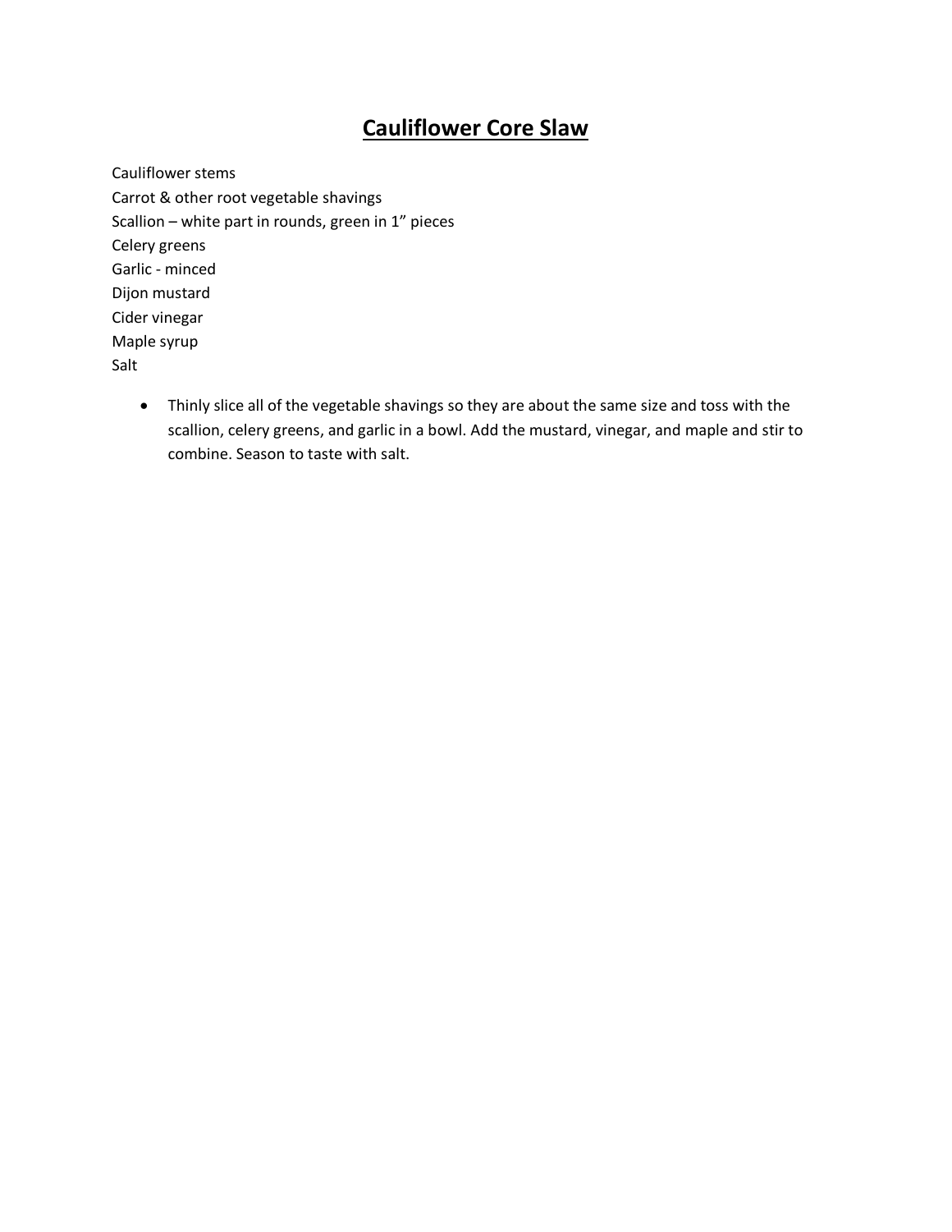# Cauliflower Core Slaw

Cauliflower stems
Carrot & other root vegetable shavings
Scallion – white part in rounds, green in 1" pieces
Celery greens
Garlic - minced
Dijon mustard
Cider vinegar
Maple syrup
Salt

- Thinly slice all of the vegetable shavings so they are about the same size and toss with the scallion, celery greens, and garlic in a bowl. Add the mustard, vinegar, and maple and stir to combine. Season to taste with salt.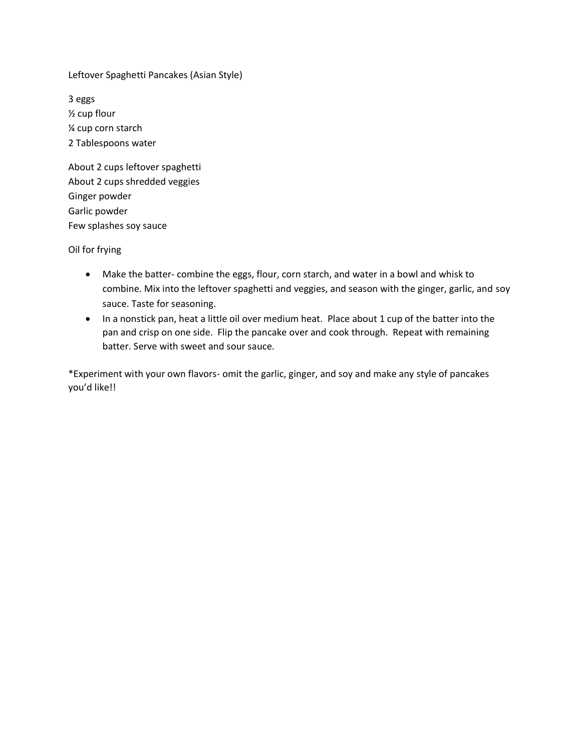# Leftover Spaghetti Pancakes (Asian Style)

3 eggs
½ cup flour
¼ cup corn starch
2 Tablespoons water

About 2 cups leftover spaghetti
About 2 cups shredded veggies
Ginger powder
Garlic powder
Few splashes soy sauce

Oil for frying

- Make the batter- combine the eggs, flour, corn starch, and water in a bowl and whisk to combine. Mix into the leftover spaghetti and veggies, and season with the ginger, garlic, and soy sauce. Taste for seasoning.
- In a nonstick pan, heat a little oil over medium heat. Place about 1 cup of the batter into the pan and crisp on one side. Flip the pancake over and cook through. Repeat with remaining batter. Serve with sweet and sour sauce.

*Experiment with your own flavors- omit the garlic, ginger, and soy and make any style of pancakes you'd like!!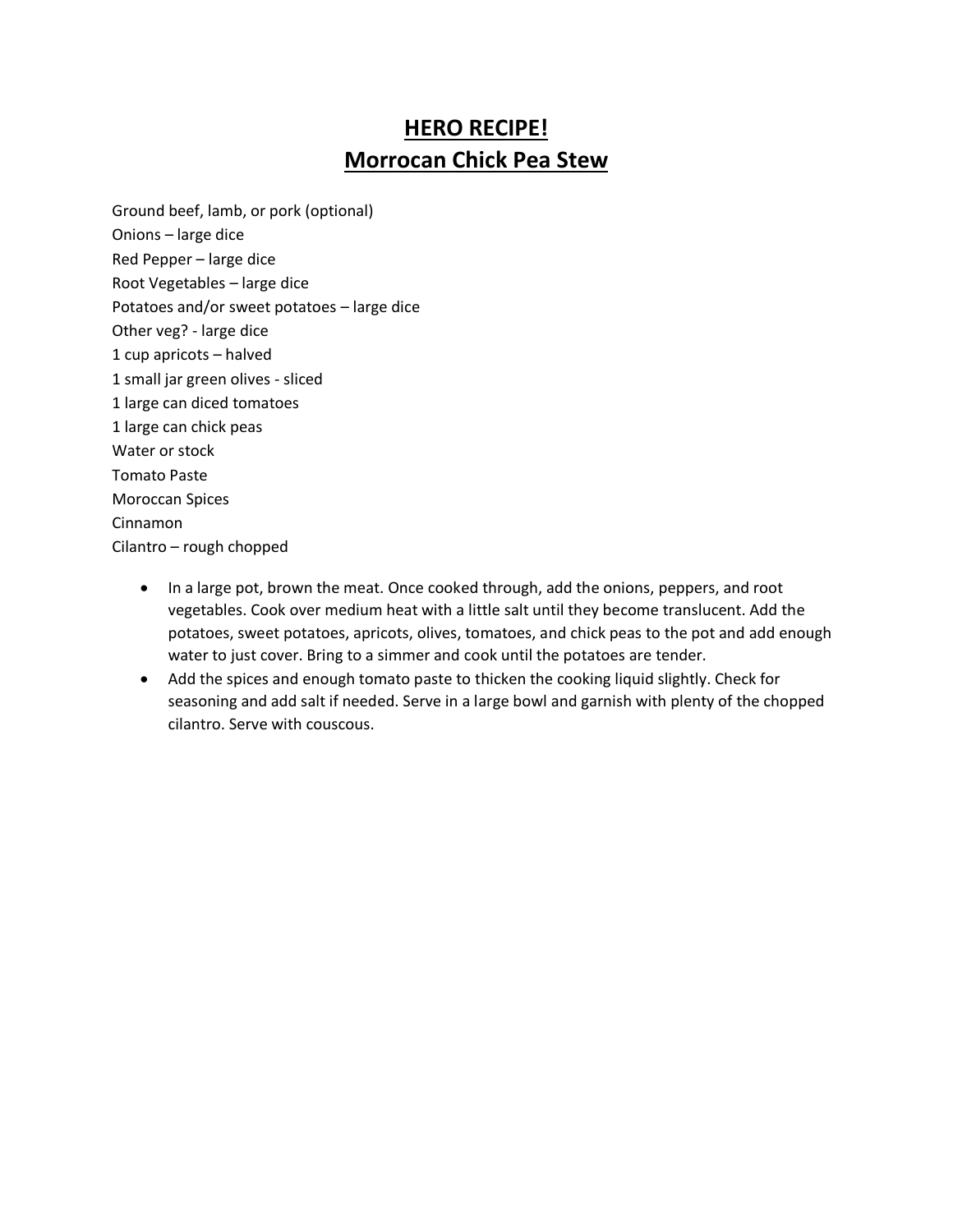# HERO RECIPE!
# Morrocan Chick Pea Stew

Ground beef, lamb, or pork (optional)
Onions – large dice
Red Pepper – large dice
Root Vegetables – large dice
Potatoes and/or sweet potatoes – large dice
Other veg? - large dice
1 cup apricots – halved
1 small jar green olives - sliced
1 large can diced tomatoes
1 large can chick peas
Water or stock
Tomato Paste
Moroccan Spices
Cinnamon
Cilantro – rough chopped

- In a large pot, brown the meat. Once cooked through, add the onions, peppers, and root vegetables. Cook over medium heat with a little salt until they become translucent. Add the potatoes, sweet potatoes, apricots, olives, tomatoes, and chick peas to the pot and add enough water to just cover. Bring to a simmer and cook until the potatoes are tender.
- Add the spices and enough tomato paste to thicken the cooking liquid slightly. Check for seasoning and add salt if needed. Serve in a large bowl and garnish with plenty of the chopped cilantro. Serve with couscous.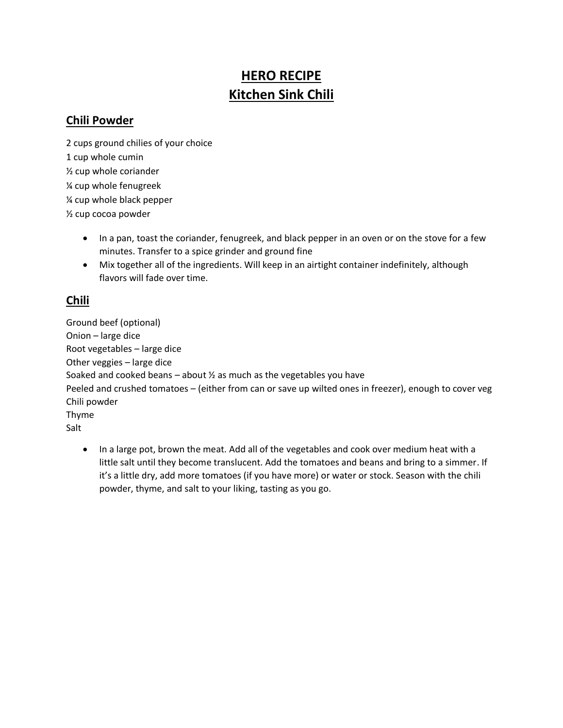# **HERO RECIPE**
# **Kitchen Sink Chili**

## **Chili Powder**

2 cups ground chilies of your choice
1 cup whole cumin
½ cup whole coriander
¼ cup whole fenugreek
¼ cup whole black pepper
½ cup cocoa powder

- In a pan, toast the coriander, fenugreek, and black pepper in an oven or on the stove for a few minutes. Transfer to a spice grinder and ground fine
- Mix together all of the ingredients. Will keep in an airtight container indefinitely, although flavors will fade over time.

## **Chili**

Ground beef (optional)
Onion – large dice
Root vegetables – large dice
Other veggies – large dice
Soaked and cooked beans – about ½ as much as the vegetables you have
Peeled and crushed tomatoes – (either from can or save up wilted ones in freezer), enough to cover veg
Chili powder
Thyme
Salt

- In a large pot, brown the meat. Add all of the vegetables and cook over medium heat with a little salt until they become translucent. Add the tomatoes and beans and bring to a simmer. If it's a little dry, add more tomatoes (if you have more) or water or stock. Season with the chili powder, thyme, and salt to your liking, tasting as you go.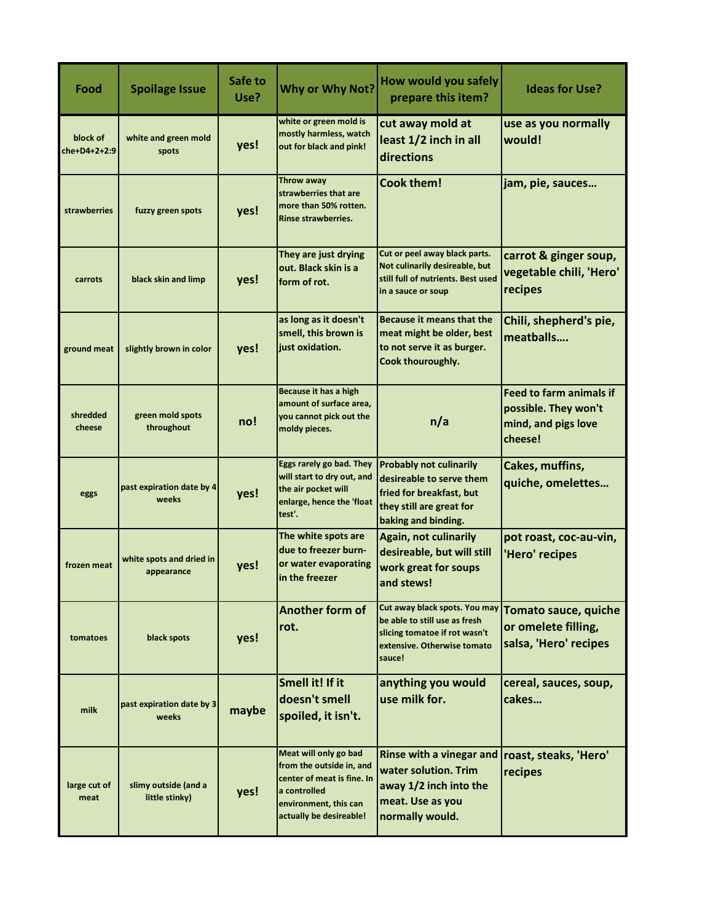| Food | Spoilage Issue | Safe to Use? | Why or Why Not? | How would you safely prepare this item? | Ideas for Use? |
|---|---|---|---|---|---|
| block of che+D4+2+2:9 | white and green mold spots | yes! | white or green mold is mostly harmless, watch out for black and pink! | cut away mold at least 1/2 inch in all directions | use as you normally would! |
| strawberries | fuzzy green spots | yes! | Throw away strawberries that are more than 50% rotten. Rinse strawberries. | Cook them! | jam, pie, sauces… |
| carrots | black skin and limp | yes! | They are just drying out. Black skin is a form of rot. | Cut or peel away black parts. Not culinarily desireable, but still full of nutrients. Best used in a sauce or soup | carrot & ginger soup, vegetable chili, 'Hero' recipes |
| ground meat | slightly brown in color | yes! | as long as it doesn't smell, this brown is just oxidation. | Because it means that the meat might be older, best to not serve it as burger. Cook thouroughly. | Chili, shepherd's pie, meatballs…. |
| shredded cheese | green mold spots throughout | no! | Because it has a high amount of surface area, you cannot pick out the moldy pieces. | n/a | Feed to farm animals if possible. They won't mind, and pigs love cheese! |
| eggs | past expiration date by 4 weeks | yes! | Eggs rarely go bad. They will start to dry out, and the air pocket will enlarge, hence the 'float test'. | Probably not culinarily desireable to serve them fried for breakfast, but they still are great for baking and binding. | Cakes, muffins, quiche, omelettes… |
| frozen meat | white spots and dried in appearance | yes! | The white spots are due to freezer burn-or water evaporating in the freezer | Again, not culinarily desireable, but will still work great for soups and stews! | pot roast, coc-au-vin, 'Hero' recipes |
| tomatoes | black spots | yes! | Another form of rot. | Cut away black spots. You may be able to still use as fresh slicing tomatoe if rot wasn't extensive. Otherwise tomato sauce! | Tomato sauce, quiche or omelete filling, salsa, 'Hero' recipes |
| milk | past expiration date by 3 weeks | maybe | Smell it! If it doesn't smell spoiled, it isn't. | anything you would use milk for. | cereal, sauces, soup, cakes… |
| large cut of meat | slimy outside (and a little stinky) | yes! | Meat will only go bad from the outside in, and center of meat is fine. In a controlled environment, this can actually be desireable! | Rinse with a vinegar and water solution. Trim away 1/2 inch into the meat. Use as you normally would. | roast, steaks, 'Hero' recipes |